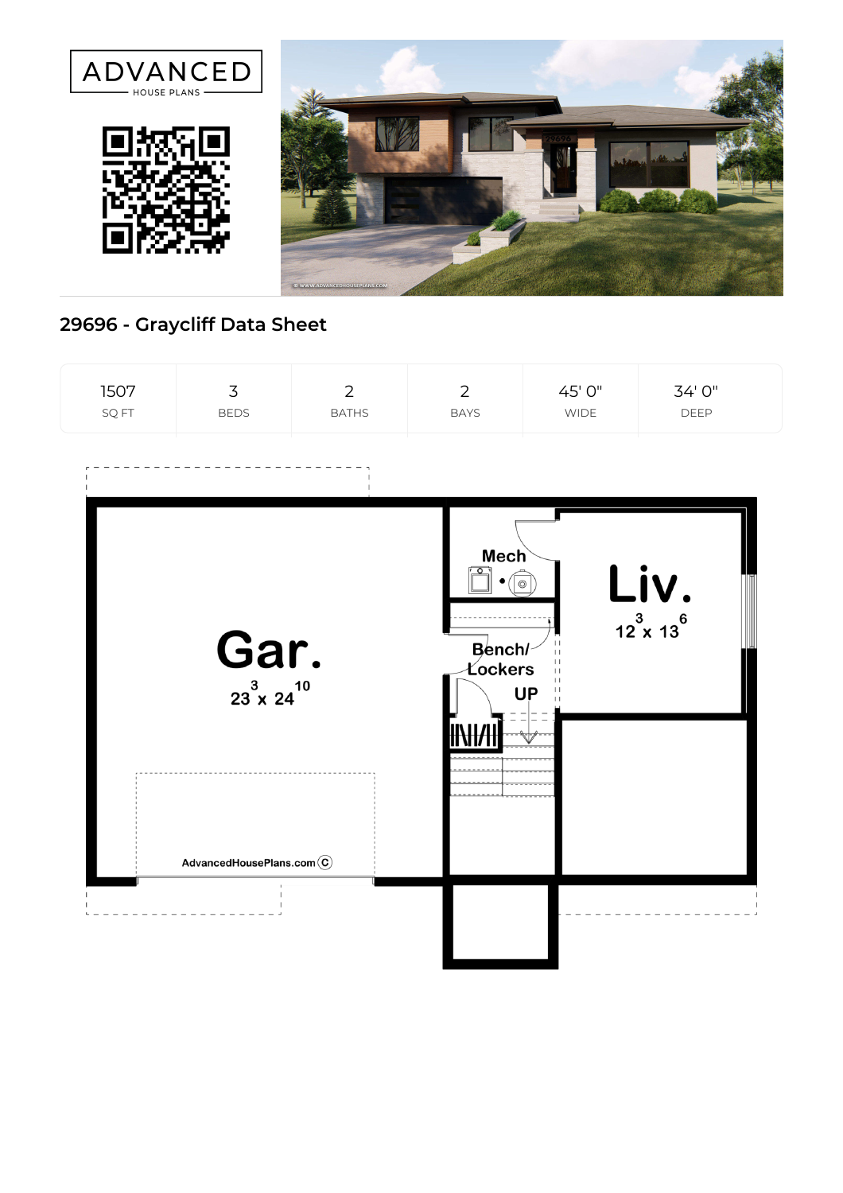ADVANCED

HOUSE PLANS

## 29696 - Graycliff Data Sheet

| 1507 | 3 | 2 | 2 | 45' 0" | 34' 0" |
|---|---|---|---|---|---|
| SQ FT | BEDS | BATHS | BAYS | WIDE | DEEP |

Gar.
23[3] x 24[10]

Mech

Bench/ Lockers

UP

Liv.
12[3] x 13[6]

AdvancedHousePlans.com ©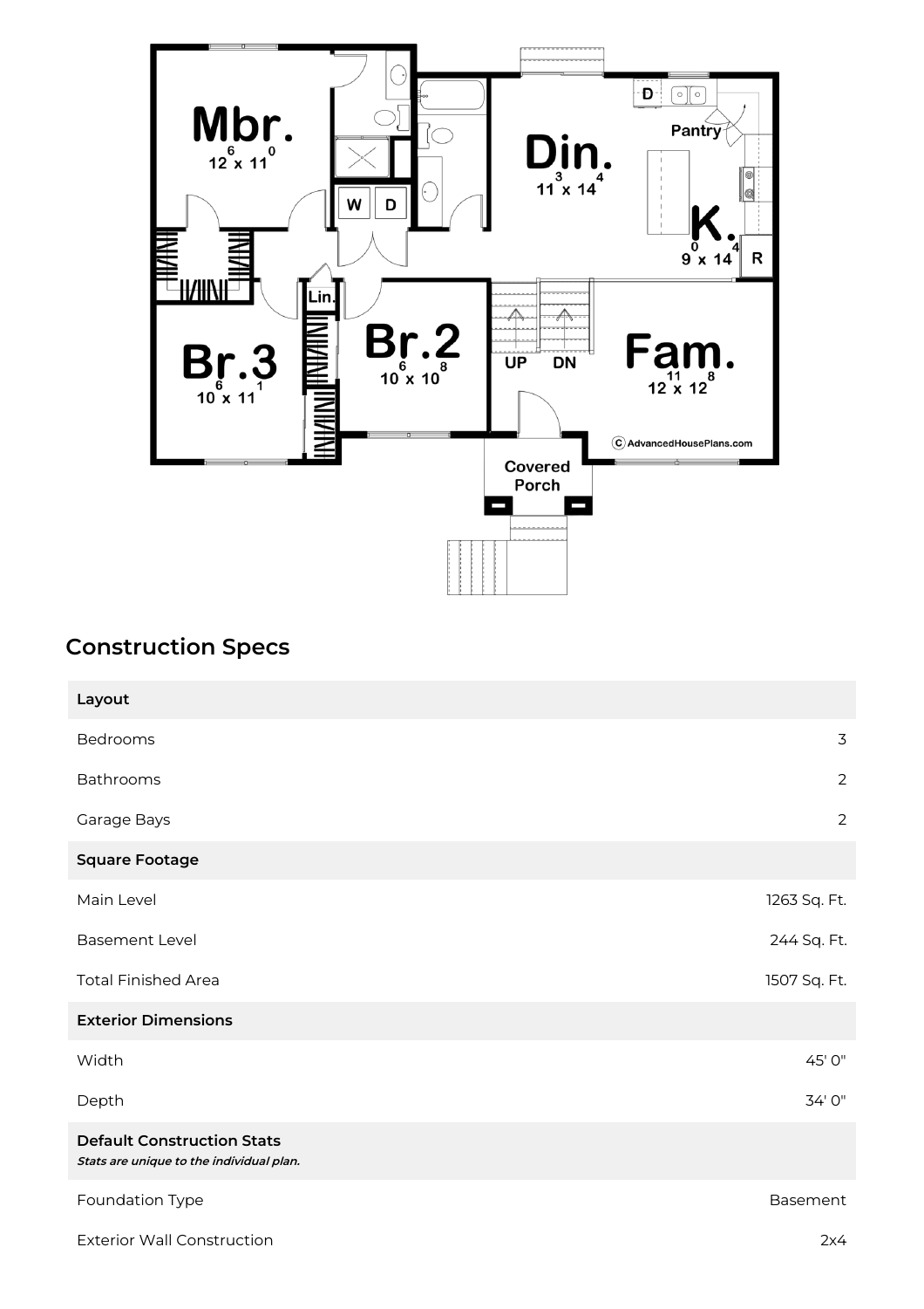## Construction Specs

| Layout | |
|---|---|
| Bedrooms | 3 |
| Bathrooms | 2 |
| Garage Bays | 2 |
| **Square Footage** | |
| Main Level | 1263 Sq. Ft. |
| Basement Level | 244 Sq. Ft. |
| Total Finished Area | 1507 Sq. Ft. |
| **Exterior Dimensions** | |
| Width | 45' 0" |
| Depth | 34' 0" |
| **Default Construction Stats** *Stats are unique to the individual plan.* | |
| Foundation Type | Basement |
| Exterior Wall Construction | 2x4 |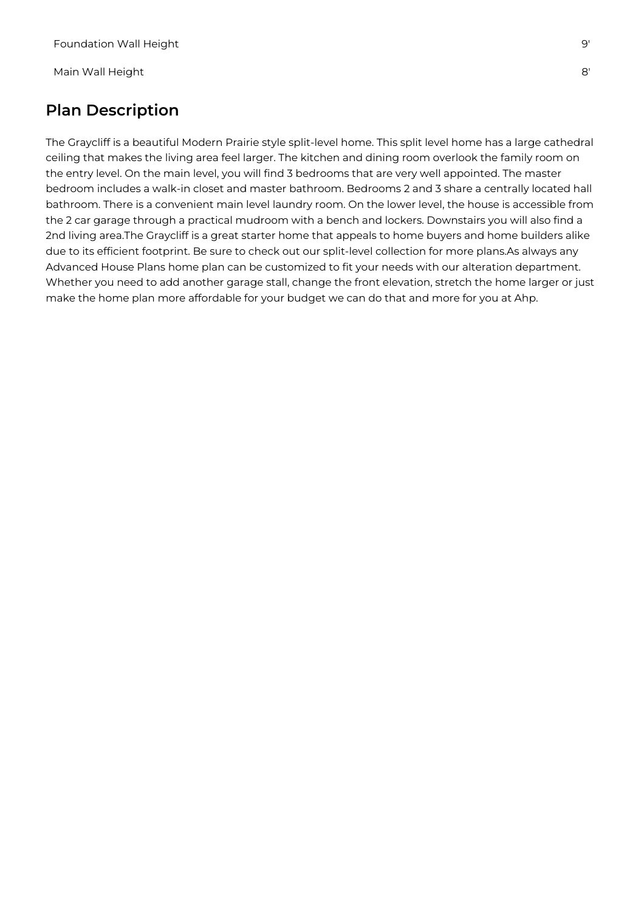| | |
|---|---|
| Foundation Wall Height | 9' |
| Main Wall Height | 8' |

## Plan Description

The Graycliff is a beautiful Modern Prairie style split-level home. This split level home has a large cathedral ceiling that makes the living area feel larger. The kitchen and dining room overlook the family room on the entry level. On the main level, you will find 3 bedrooms that are very well appointed. The master bedroom includes a walk-in closet and master bathroom. Bedrooms 2 and 3 share a centrally located hall bathroom. There is a convenient main level laundry room. On the lower level, the house is accessible from the 2 car garage through a practical mudroom with a bench and lockers. Downstairs you will also find a 2nd living area.The Graycliff is a great starter home that appeals to home buyers and home builders alike due to its efficient footprint. Be sure to check out our split-level collection for more plans.As always any Advanced House Plans home plan can be customized to fit your needs with our alteration department. Whether you need to add another garage stall, change the front elevation, stretch the home larger or just make the home plan more affordable for your budget we can do that and more for you at Ahp.